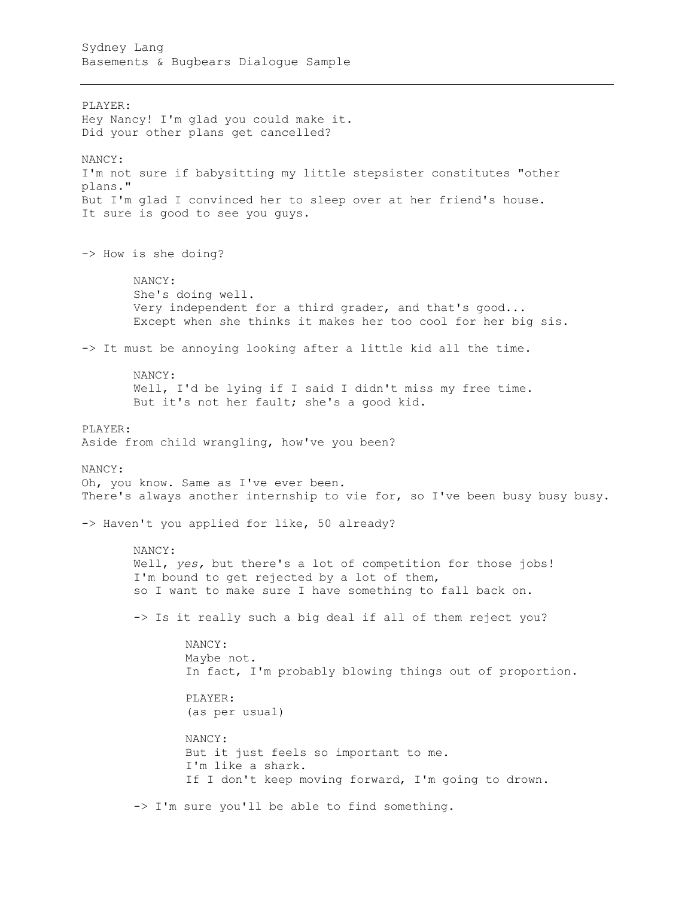Sydney Lang
Basements & Bugbears Dialogue Sample

---

PLAYER:
Hey Nancy! I'm glad you could make it.
Did your other plans get cancelled?

NANCY:
I'm not sure if babysitting my little stepsister constitutes "other plans."
But I'm glad I convinced her to sleep over at her friend's house.
It sure is good to see you guys.

-> How is she doing?

> NANCY:
> She's doing well.
> Very independent for a third grader, and that's good...
> Except when she thinks it makes her too cool for her big sis.

-> It must be annoying looking after a little kid all the time.

> NANCY:
> Well, I'd be lying if I said I didn't miss my free time.
> But it's not her fault; she's a good kid.

PLAYER:
Aside from child wrangling, how've you been?

NANCY:
Oh, you know. Same as I've ever been.
There's always another internship to vie for, so I've been busy busy busy.

-> Haven't you applied for like, 50 already?

> NANCY:
> Well, *yes,* but there's a lot of competition for those jobs!
> I'm bound to get rejected by a lot of them,
> so I want to make sure I have something to fall back on.
>
> -> Is it really such a big deal if all of them reject you?
>
> > NANCY:
> > Maybe not.
> > In fact, I'm probably blowing things out of proportion.
> >
> > PLAYER:
> > (as per usual)
> >
> > NANCY:
> > But it just feels so important to me.
> > I'm like a shark.
> > If I don't keep moving forward, I'm going to drown.
>
> -> I'm sure you'll be able to find something.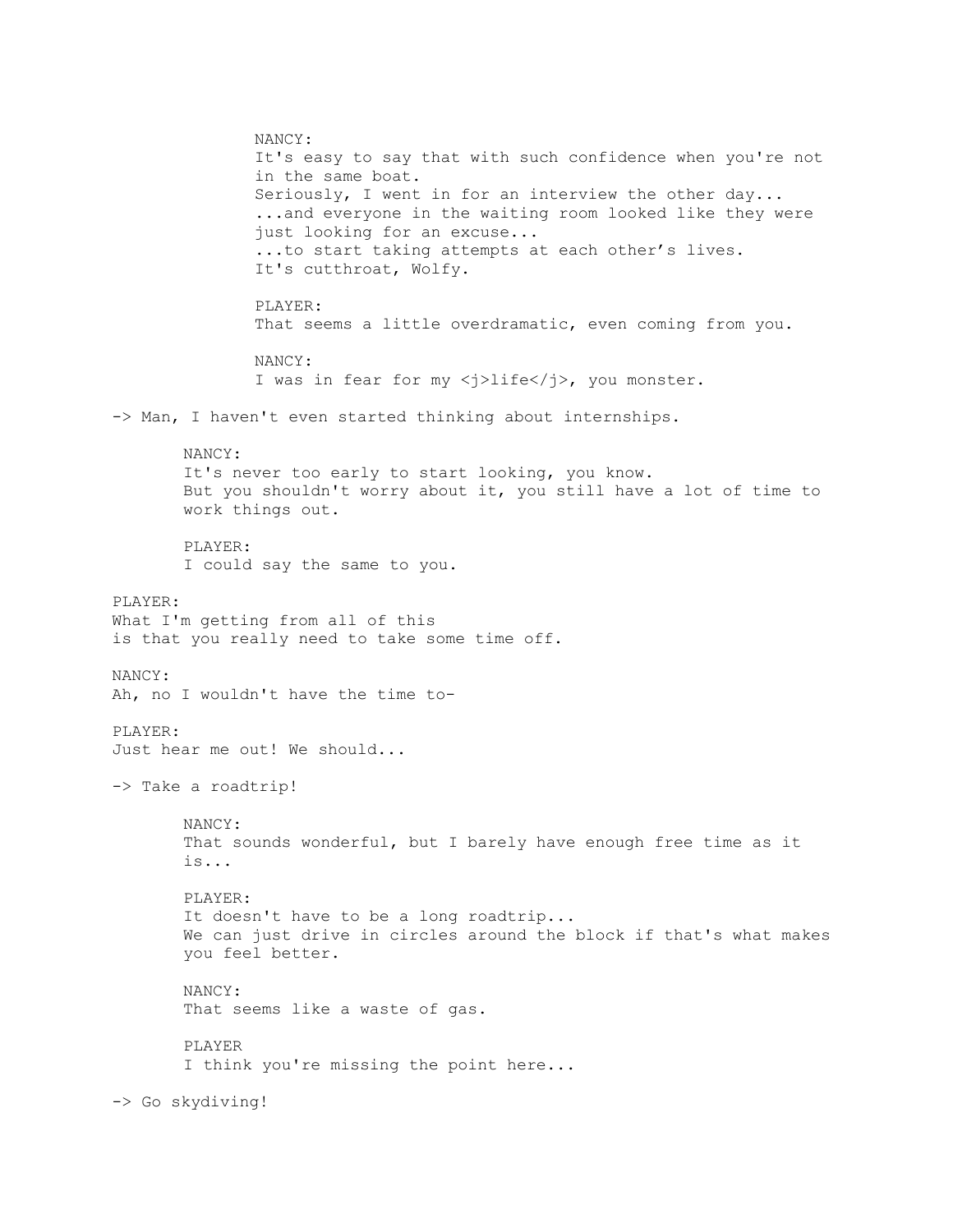NANCY:
It's easy to say that with such confidence when you're not in the same boat.
Seriously, I went in for an interview the other day...
...and everyone in the waiting room looked like they were just looking for an excuse...
...to start taking attempts at each other's lives.
It's cutthroat, Wolfy.

PLAYER:
That seems a little overdramatic, even coming from you.

NANCY:
I was in fear for my <j>life</j>, you monster.

-> Man, I haven't even started thinking about internships.

NANCY:
It's never too early to start looking, you know.
But you shouldn't worry about it, you still have a lot of time to work things out.

PLAYER:
I could say the same to you.

PLAYER:
What I'm getting from all of this
is that you really need to take some time off.

NANCY:
Ah, no I wouldn't have the time to-

PLAYER:
Just hear me out! We should...

-> Take a roadtrip!

NANCY:
That sounds wonderful, but I barely have enough free time as it is...

PLAYER:
It doesn't have to be a long roadtrip...
We can just drive in circles around the block if that's what makes you feel better.

NANCY:
That seems like a waste of gas.

PLAYER
I think you're missing the point here...

-> Go skydiving!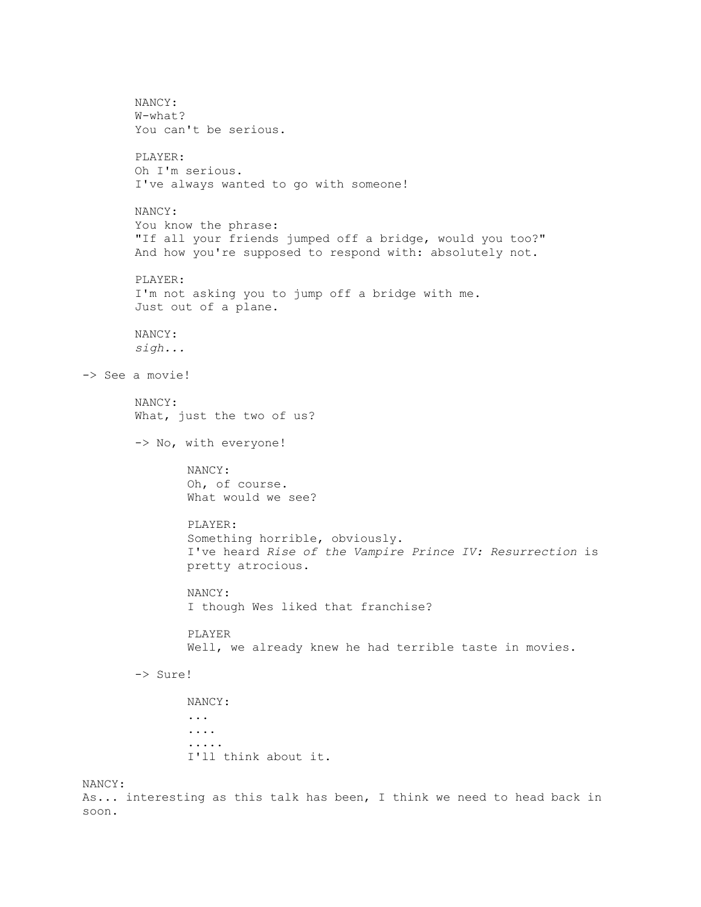NANCY:
W-what?
You can't be serious.

PLAYER:
Oh I'm serious.
I've always wanted to go with someone!

NANCY:
You know the phrase:
"If all your friends jumped off a bridge, would you too?"
And how you're supposed to respond with: absolutely not.

PLAYER:
I'm not asking you to jump off a bridge with me.
Just out of a plane.

NANCY:
*sigh...*

-> See a movie!

NANCY:
What, just the two of us?

-> No, with everyone!

NANCY:
Oh, of course.
What would we see?

PLAYER:
Something horrible, obviously.
I've heard *Rise of the Vampire Prince IV: Resurrection* is pretty atrocious.

NANCY:
I though Wes liked that franchise?

PLAYER
Well, we already knew he had terrible taste in movies.

-> Sure!

NANCY:
...
....
.....
I'll think about it.

NANCY:
As... interesting as this talk has been, I think we need to head back in soon.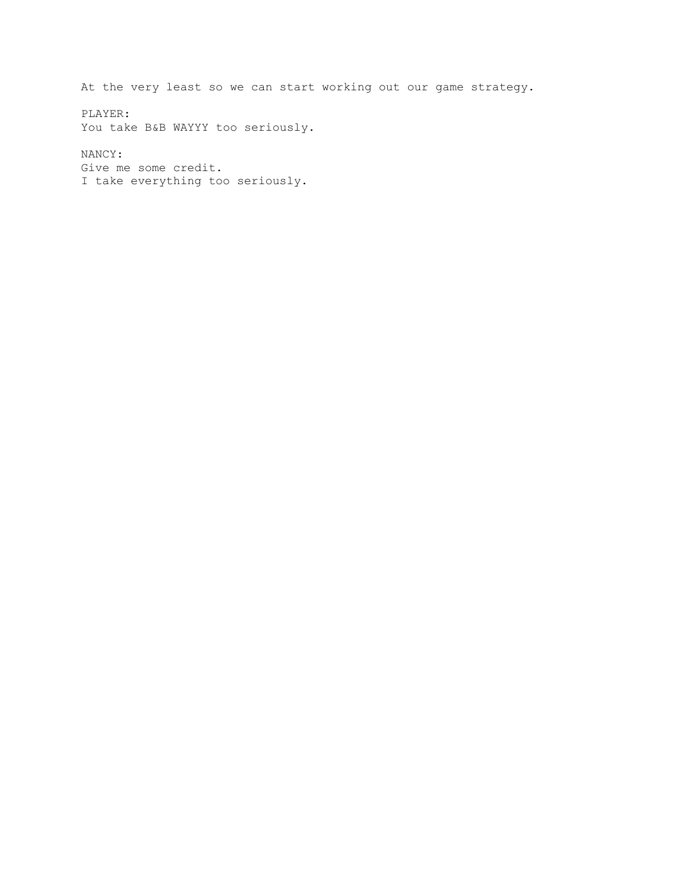At the very least so we can start working out our game strategy.

PLAYER:
You take B&B WAYYY too seriously.

NANCY:
Give me some credit.
I take everything too seriously.